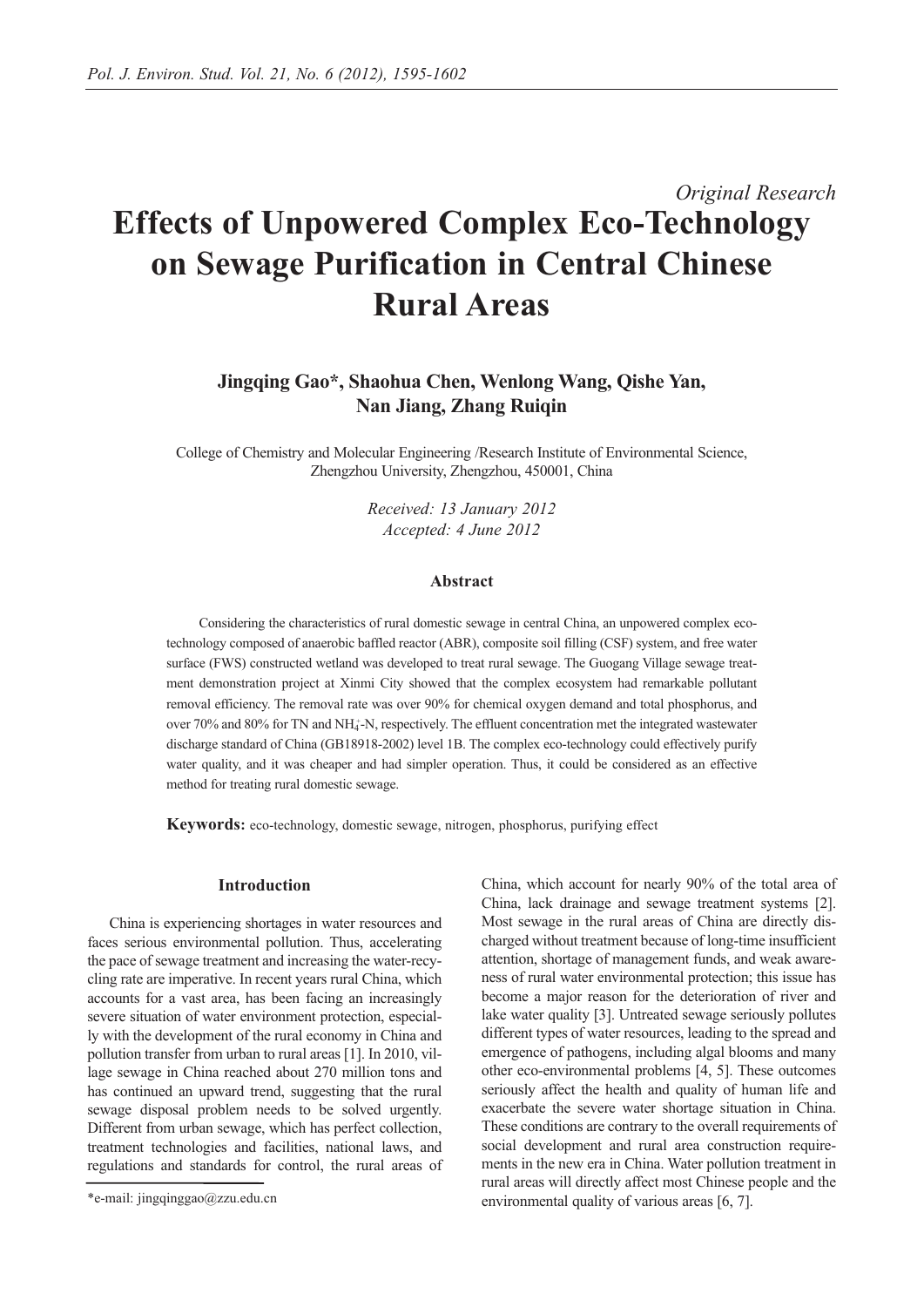*Original Research*

# Effects of Unpowered Complex Eco-Technology on Sewage Purification in Central Chinese Rural Areas

**Jingqing Gao\*, Shaohua Chen, Wenlong Wang, Qishe Yan, Nan Jiang, Zhang Ruiqin**

College of Chemistry and Molecular Engineering /Research Institute of Environmental Science, Zhengzhou University, Zhengzhou, 450001, China

*Received: 13 January 2012*
*Accepted: 4 June 2012*

### Abstract

Considering the characteristics of rural domestic sewage in central China, an unpowered complex eco-technology composed of anaerobic baffled reactor (ABR), composite soil filling (CSF) system, and free water surface (FWS) constructed wetland was developed to treat rural sewage. The Guogang Village sewage treatment demonstration project at Xinmi City showed that the complex ecosystem had remarkable pollutant removal efficiency. The removal rate was over 90% for chemical oxygen demand and total phosphorus, and over 70% and 80% for TN and $NH_4^+$-N, respectively. The effluent concentration met the integrated wastewater discharge standard of China (GB18918-2002) level 1B. The complex eco-technology could effectively purify water quality, and it was cheaper and had simpler operation. Thus, it could be considered as an effective method for treating rural domestic sewage.

**Keywords:** eco-technology, domestic sewage, nitrogen, phosphorus, purifying effect

## Introduction

China is experiencing shortages in water resources and faces serious environmental pollution. Thus, accelerating the pace of sewage treatment and increasing the water-recycling rate are imperative. In recent years rural China, which accounts for a vast area, has been facing an increasingly severe situation of water environment protection, especially with the development of the rural economy in China and pollution transfer from urban to rural areas [1]. In 2010, village sewage in China reached about 270 million tons and has continued an upward trend, suggesting that the rural sewage disposal problem needs to be solved urgently. Different from urban sewage, which has perfect collection, treatment technologies and facilities, national laws, and regulations and standards for control, the rural areas of China, which account for nearly 90% of the total area of China, lack drainage and sewage treatment systems [2]. Most sewage in the rural areas of China are directly discharged without treatment because of long-time insufficient attention, shortage of management funds, and weak awareness of rural water environmental protection; this issue has become a major reason for the deterioration of river and lake water quality [3]. Untreated sewage seriously pollutes different types of water resources, leading to the spread and emergence of pathogens, including algal blooms and many other eco-environmental problems [4, 5]. These outcomes seriously affect the health and quality of human life and exacerbate the severe water shortage situation in China. These conditions are contrary to the overall requirements of social development and rural area construction requirements in the new era in China. Water pollution treatment in rural areas will directly affect most Chinese people and the environmental quality of various areas [6, 7].

\*e-mail: jingqinggao@zzu.edu.cn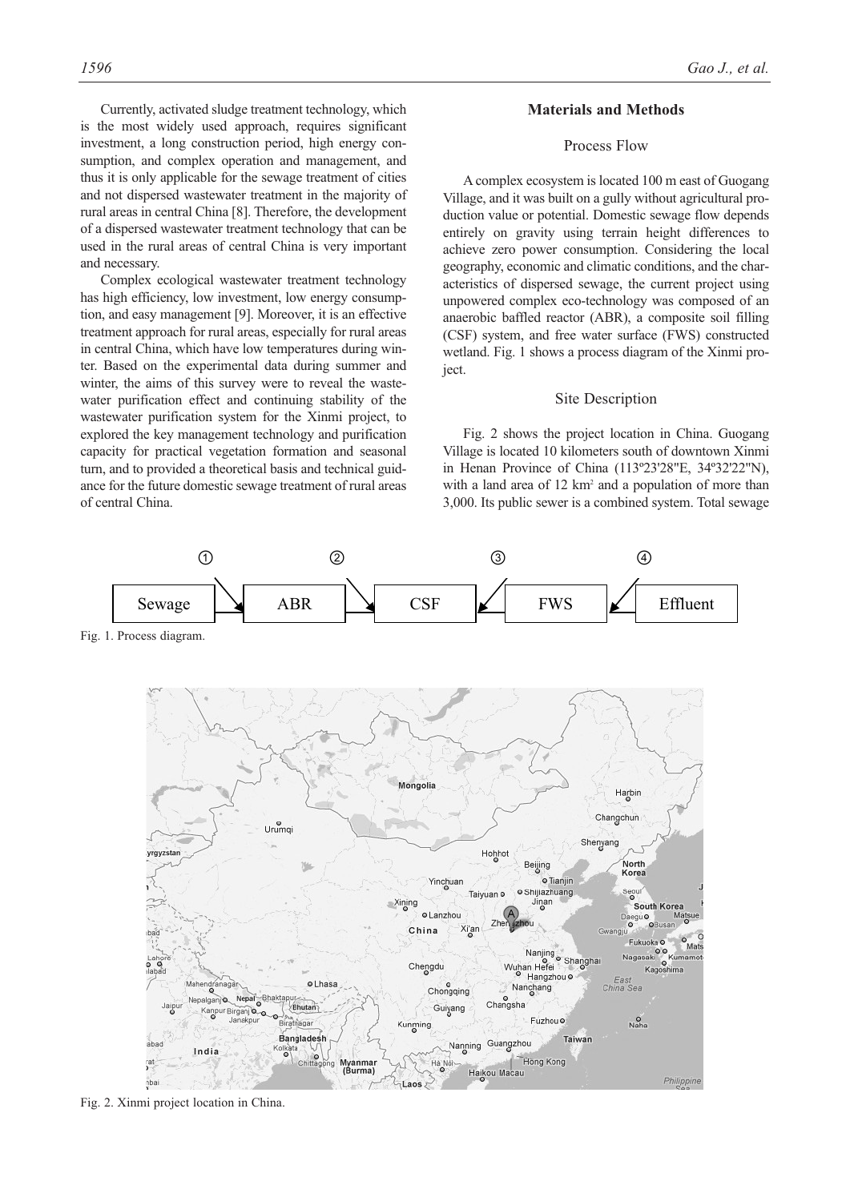Currently, activated sludge treatment technology, which is the most widely used approach, requires significant investment, a long construction period, high energy consumption, and complex operation and management, and thus it is only applicable for the sewage treatment of cities and not dispersed wastewater treatment in the majority of rural areas in central China [8]. Therefore, the development of a dispersed wastewater treatment technology that can be used in the rural areas of central China is very important and necessary.

Complex ecological wastewater treatment technology has high efficiency, low investment, low energy consumption, and easy management [9]. Moreover, it is an effective treatment approach for rural areas, especially for rural areas in central China, which have low temperatures during winter. Based on the experimental data during summer and winter, the aims of this survey were to reveal the wastewater purification effect and continuing stability of the wastewater purification system for the Xinmi project, to explored the key management technology and purification capacity for practical vegetation formation and seasonal turn, and to provided a theoretical basis and technical guidance for the future domestic sewage treatment of rural areas of central China.

## Materials and Methods

### Process Flow

A complex ecosystem is located 100 m east of Guogang Village, and it was built on a gully without agricultural production value or potential. Domestic sewage flow depends entirely on gravity using terrain height differences to achieve zero power consumption. Considering the local geography, economic and climatic conditions, and the characteristics of dispersed sewage, the current project using unpowered complex eco-technology was composed of an anaerobic baffled reactor (ABR), a composite soil filling (CSF) system, and free water surface (FWS) constructed wetland. Fig. 1 shows a process diagram of the Xinmi project.

### Site Description

Fig. 2 shows the project location in China. Guogang Village is located 10 kilometers south of downtown Xinmi in Henan Province of China (113º23'28"E, 34º32'22"N), with a land area of 12 km$^2$ and a population of more than 3,000. Its public sewer is a combined system. Total sewage

①　②　③　④

Sewage → ABR → CSF → FWS → Effluent

Fig. 1. Process diagram.

Fig. 2. Xinmi project location in China.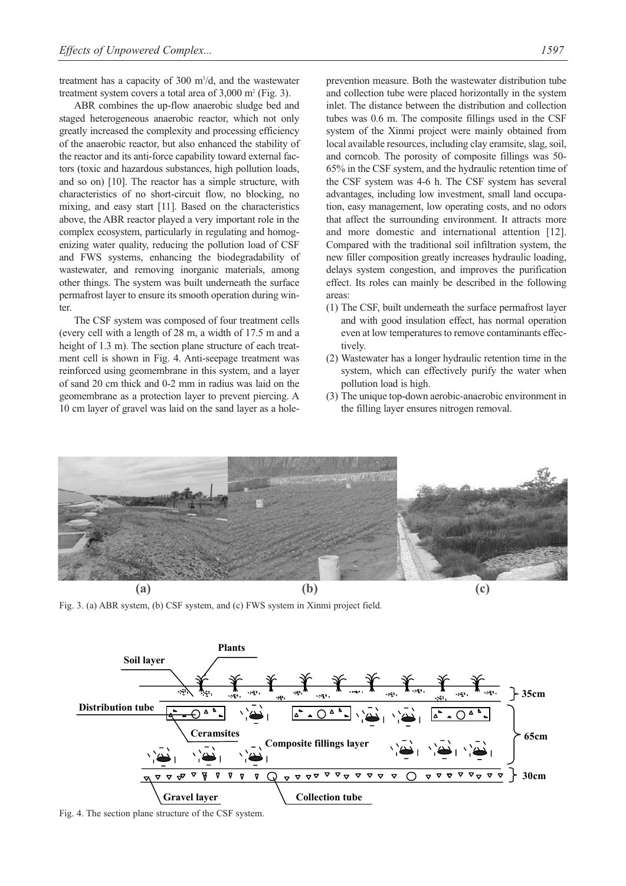treatment has a capacity of 300 $m^3$/d, and the wastewater treatment system covers a total area of 3,000 $m^2$ (Fig. 3).

ABR combines the up-flow anaerobic sludge bed and staged heterogeneous anaerobic reactor, which not only greatly increased the complexity and processing efficiency of the anaerobic reactor, but also enhanced the stability of the reactor and its anti-force capability toward external factors (toxic and hazardous substances, high pollution loads, and so on) [10]. The reactor has a simple structure, with characteristics of no short-circuit flow, no blocking, no mixing, and easy start [11]. Based on the characteristics above, the ABR reactor played a very important role in the complex ecosystem, particularly in regulating and homogenizing water quality, reducing the pollution load of CSF and FWS systems, enhancing the biodegradability of wastewater, and removing inorganic materials, among other things. The system was built underneath the surface permafrost layer to ensure its smooth operation during winter.

The CSF system was composed of four treatment cells (every cell with a length of 28 m, a width of 17.5 m and a height of 1.3 m). The section plane structure of each treatment cell is shown in Fig. 4. Anti-seepage treatment was reinforced using geomembrane in this system, and a layer of sand 20 cm thick and 0-2 mm in radius was laid on the geomembrane as a protection layer to prevent piercing. A 10 cm layer of gravel was laid on the sand layer as a hole-prevention measure. Both the wastewater distribution tube and collection tube were placed horizontally in the system inlet. The distance between the distribution and collection tubes was 0.6 m. The composite fillings used in the CSF system of the Xinmi project were mainly obtained from local available resources, including clay eramsite, slag, soil, and corncob. The porosity of composite fillings was 50-65% in the CSF system, and the hydraulic retention time of the CSF system was 4-6 h. The CSF system has several advantages, including low investment, small land occupation, easy management, low operating costs, and no odors that affect the surrounding environment. It attracts more and more domestic and international attention [12]. Compared with the traditional soil infiltration system, the new filler composition greatly increases hydraulic loading, delays system congestion, and improves the purification effect. Its roles can mainly be described in the following areas:

(1) The CSF, built underneath the surface permafrost layer and with good insulation effect, has normal operation even at low temperatures to remove contaminants effectively.
(2) Wastewater has a longer hydraulic retention time in the system, which can effectively purify the water when pollution load is high.
(3) The unique top-down aerobic-anaerobic environment in the filling layer ensures nitrogen removal.

Fig. 3. (a) ABR system, (b) CSF system, and (c) FWS system in Xinmi project field.

Fig. 4. The section plane structure of the CSF system.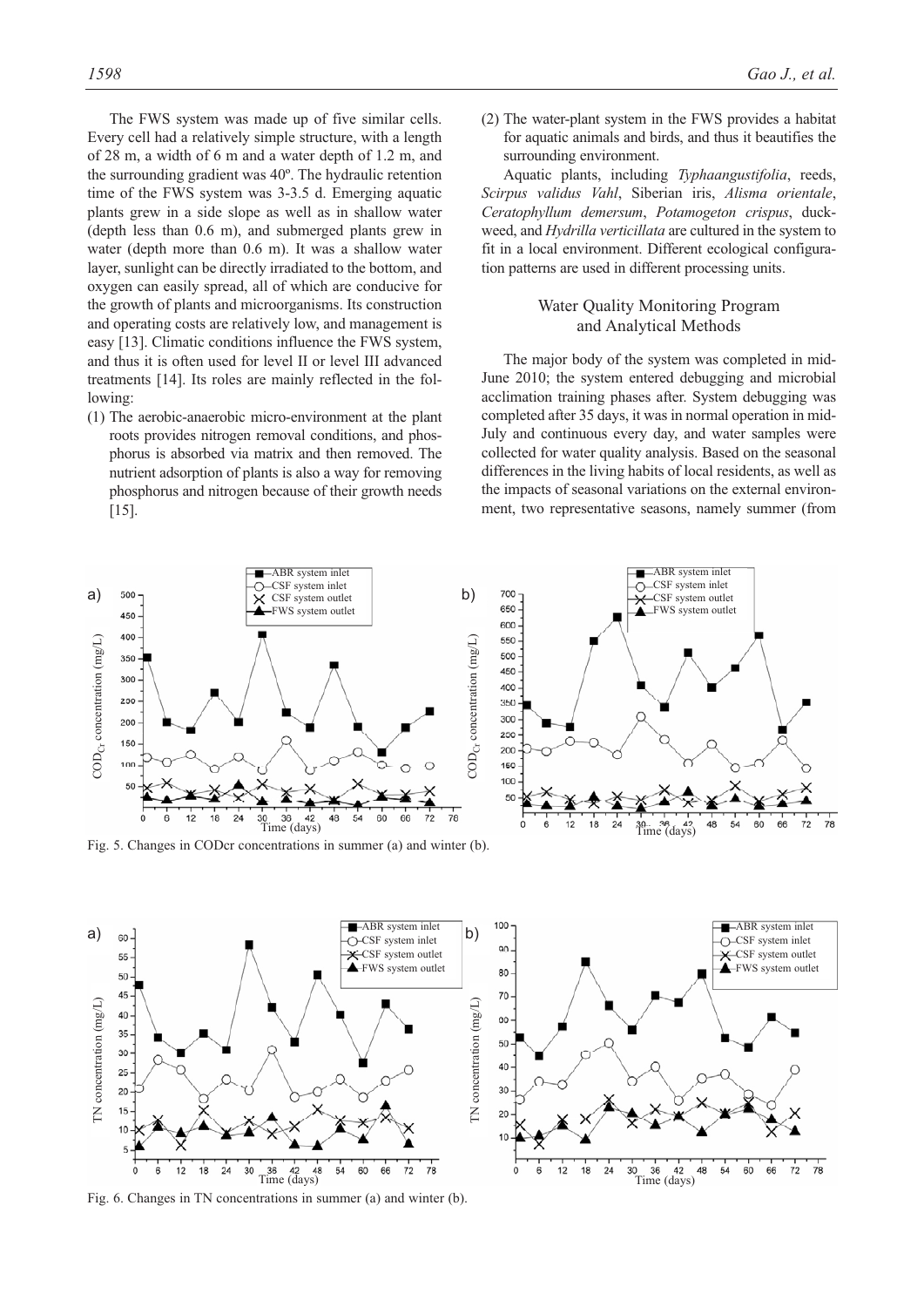The FWS system was made up of five similar cells. Every cell had a relatively simple structure, with a length of 28 m, a width of 6 m and a water depth of 1.2 m, and the surrounding gradient was 40º. The hydraulic retention time of the FWS system was 3-3.5 d. Emerging aquatic plants grew in a side slope as well as in shallow water (depth less than 0.6 m), and submerged plants grew in water (depth more than 0.6 m). It was a shallow water layer, sunlight can be directly irradiated to the bottom, and oxygen can easily spread, all of which are conducive for the growth of plants and microorganisms. Its construction and operating costs are relatively low, and management is easy [13]. Climatic conditions influence the FWS system, and thus it is often used for level II or level III advanced treatments [14]. Its roles are mainly reflected in the following:

(1) The aerobic-anaerobic micro-environment at the plant roots provides nitrogen removal conditions, and phosphorus is absorbed via matrix and then removed. The nutrient adsorption of plants is also a way for removing phosphorus and nitrogen because of their growth needs [15].

(2) The water-plant system in the FWS provides a habitat for aquatic animals and birds, and thus it beautifies the surrounding environment.

Aquatic plants, including *Typhaangustifolia*, reeds, *Scirpus validus Vahl*, Siberian iris, *Alisma orientale*, *Ceratophyllum demersum*, *Potamogeton crispus*, duckweed, and *Hydrilla verticillata* are cultured in the system to fit in a local environment. Different ecological configuration patterns are used in different processing units.

## Water Quality Monitoring Program and Analytical Methods

The major body of the system was completed in mid-June 2010; the system entered debugging and microbial acclimation training phases after. System debugging was completed after 35 days, it was in normal operation in mid-July and continuous every day, and water samples were collected for water quality analysis. Based on the seasonal differences in the living habits of local residents, as well as the impacts of seasonal variations on the external environment, two representative seasons, namely summer (from

Fig. 5. Changes in CODcr concentrations in summer (a) and winter (b).

Fig. 6. Changes in TN concentrations in summer (a) and winter (b).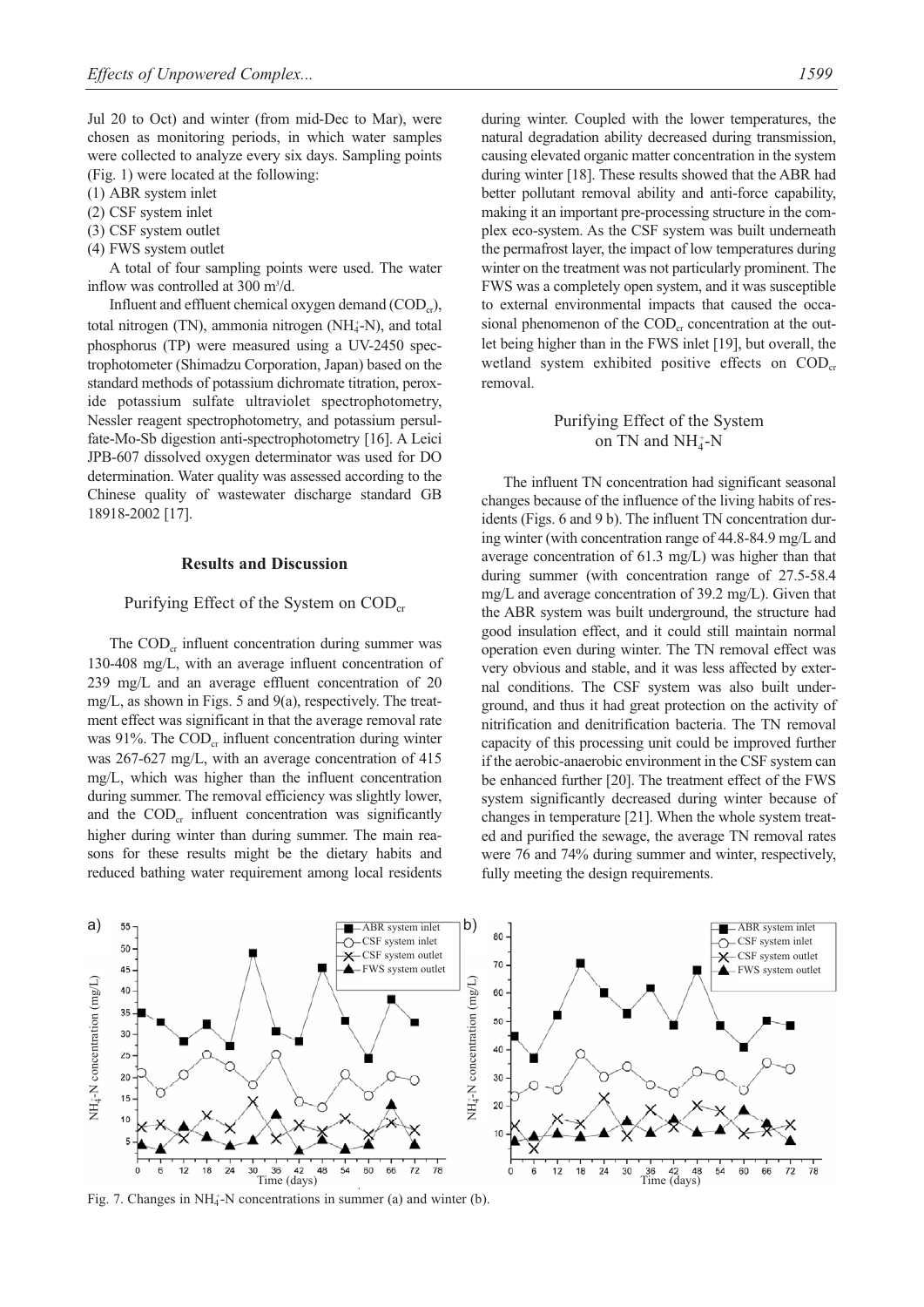Jul 20 to Oct) and winter (from mid-Dec to Mar), were chosen as monitoring periods, in which water samples were collected to analyze every six days. Sampling points (Fig. 1) were located at the following:

(1) ABR system inlet
(2) CSF system inlet
(3) CSF system outlet
(4) FWS system outlet

A total of four sampling points were used. The water inflow was controlled at 300 $m^3/d$.

Influent and effluent chemical oxygen demand ($COD_{cr}$), total nitrogen (TN), ammonia nitrogen ($NH_4^+$-N), and total phosphorus (TP) were measured using a UV-2450 spectrophotometer (Shimadzu Corporation, Japan) based on the standard methods of potassium dichromate titration, peroxide potassium sulfate ultraviolet spectrophotometry, Nessler reagent spectrophotometry, and potassium persulfate-Mo-Sb digestion anti-spectrophotometry [16]. A Leici JPB-607 dissolved oxygen determinator was used for DO determination. Water quality was assessed according to the Chinese quality of wastewater discharge standard GB 18918-2002 [17].

## Results and Discussion

### Purifying Effect of the System on $COD_{cr}$

The $COD_{cr}$ influent concentration during summer was 130-408 mg/L, with an average influent concentration of 239 mg/L and an average effluent concentration of 20 mg/L, as shown in Figs. 5 and 9(a), respectively. The treatment effect was significant in that the average removal rate was 91%. The $COD_{cr}$ influent concentration during winter was 267-627 mg/L, with an average concentration of 415 mg/L, which was higher than the influent concentration during summer. The removal efficiency was slightly lower, and the $COD_{cr}$ influent concentration was significantly higher during winter than during summer. The main reasons for these results might be the dietary habits and reduced bathing water requirement among local residents during winter. Coupled with the lower temperatures, the natural degradation ability decreased during transmission, causing elevated organic matter concentration in the system during winter [18]. These results showed that the ABR had better pollutant removal ability and anti-force capability, making it an important pre-processing structure in the complex eco-system. As the CSF system was built underneath the permafrost layer, the impact of low temperatures during winter on the treatment was not particularly prominent. The FWS was a completely open system, and it was susceptible to external environmental impacts that caused the occasional phenomenon of the $COD_{cr}$ concentration at the outlet being higher than in the FWS inlet [19], but overall, the wetland system exhibited positive effects on $COD_{cr}$ removal.

### Purifying Effect of the System on TN and $NH_4^+$-N

The influent TN concentration had significant seasonal changes because of the influence of the living habits of residents (Figs. 6 and 9 b). The influent TN concentration during winter (with concentration range of 44.8-84.9 mg/L and average concentration of 61.3 mg/L) was higher than that during summer (with concentration range of 27.5-58.4 mg/L and average concentration of 39.2 mg/L). Given that the ABR system was built underground, the structure had good insulation effect, and it could still maintain normal operation even during winter. The TN removal effect was very obvious and stable, and it was less affected by external conditions. The CSF system was also built underground, and thus it had great protection on the activity of nitrification and denitrification bacteria. The TN removal capacity of this processing unit could be improved further if the aerobic-anaerobic environment in the CSF system can be enhanced further [20]. The treatment effect of the FWS system significantly decreased during winter because of changes in temperature [21]. When the whole system treated and purified the sewage, the average TN removal rates were 76 and 74% during summer and winter, respectively, fully meeting the design requirements.

Fig. 7. Changes in $NH_4^+$-N concentrations in summer (a) and winter (b).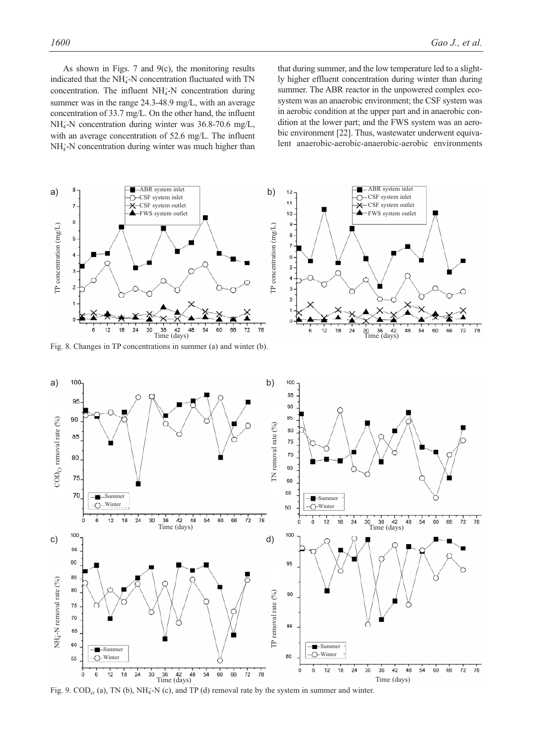As shown in Figs. 7 and 9(c), the monitoring results indicated that the $NH_4^+$-N concentration fluctuated with TN concentration. The influent $NH_4^+$-N concentration during summer was in the range 24.3-48.9 mg/L, with an average concentration of 33.7 mg/L. On the other hand, the influent $NH_4^+$-N concentration during winter was 36.8-70.6 mg/L, with an average concentration of 52.6 mg/L. The influent $NH_4^+$-N concentration during winter was much higher than that during summer, and the low temperature led to a slightly higher effluent concentration during winter than during summer. The ABR reactor in the unpowered complex ecosystem was an anaerobic environment; the CSF system was in aerobic condition at the upper part and in anaerobic condition at the lower part; and the FWS system was an aerobic environment [22]. Thus, wastewater underwent equivalent anaerobic-aerobic-anaerobic-aerobic environments

Fig. 8. Changes in TP concentrations in summer (a) and winter (b).

Fig. 9. $COD_{cr}$ (a), TN (b), $NH_4^+$-N (c), and TP (d) removal rate by the system in summer and winter.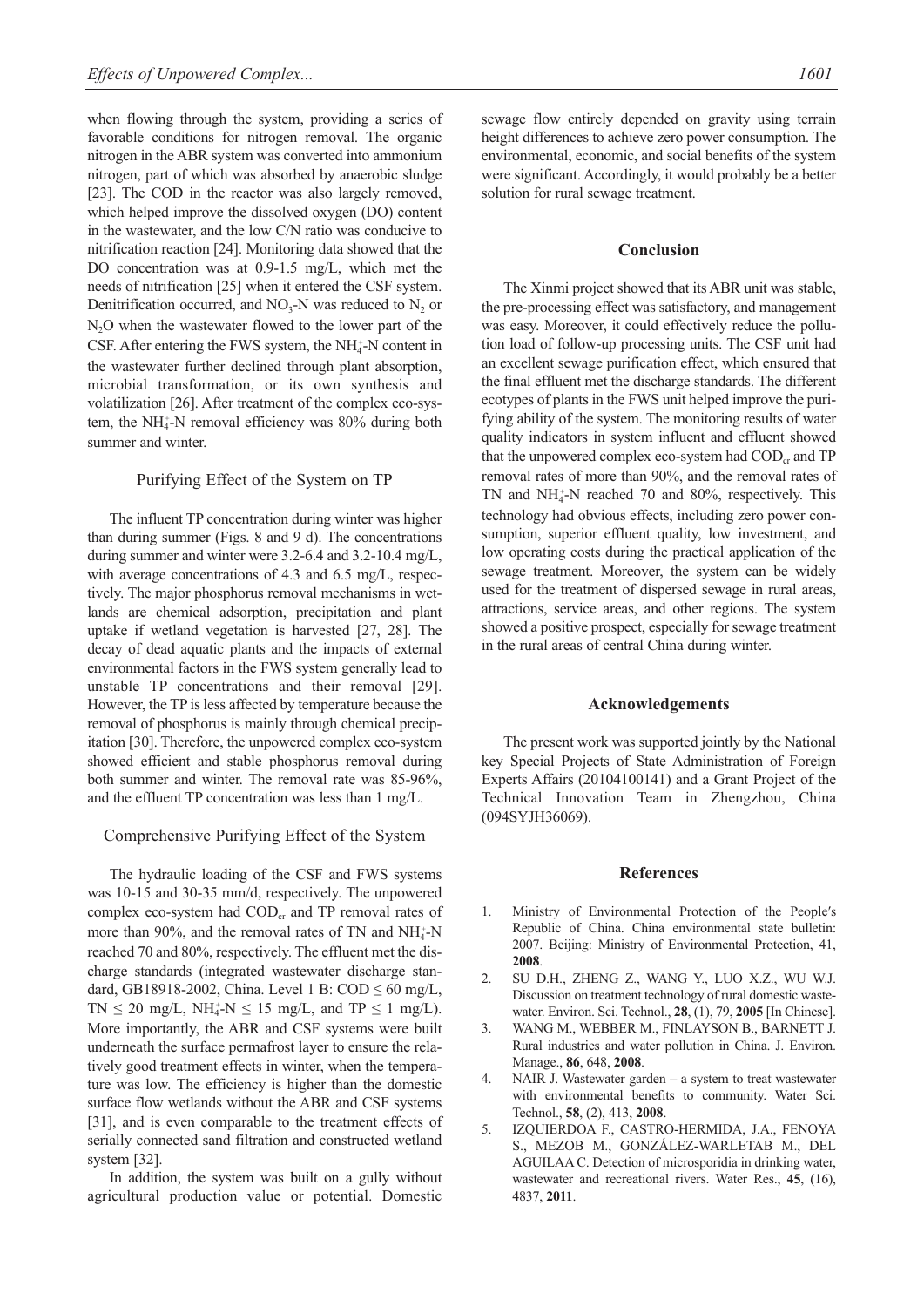when flowing through the system, providing a series of favorable conditions for nitrogen removal. The organic nitrogen in the ABR system was converted into ammonium nitrogen, part of which was absorbed by anaerobic sludge [23]. The COD in the reactor was also largely removed, which helped improve the dissolved oxygen (DO) content in the wastewater, and the low C/N ratio was conducive to nitrification reaction [24]. Monitoring data showed that the DO concentration was at 0.9-1.5 mg/L, which met the needs of nitrification [25] when it entered the CSF system. Denitrification occurred, and $NO_3$-N was reduced to $N_2$ or $N_2O$ when the wastewater flowed to the lower part of the CSF. After entering the FWS system, the $NH_4^+$-N content in the wastewater further declined through plant absorption, microbial transformation, or its own synthesis and volatilization [26]. After treatment of the complex eco-system, the $NH_4^+$-N removal efficiency was 80% during both summer and winter.

### Purifying Effect of the System on TP

The influent TP concentration during winter was higher than during summer (Figs. 8 and 9 d). The concentrations during summer and winter were 3.2-6.4 and 3.2-10.4 mg/L, with average concentrations of 4.3 and 6.5 mg/L, respectively. The major phosphorus removal mechanisms in wetlands are chemical adsorption, precipitation and plant uptake if wetland vegetation is harvested [27, 28]. The decay of dead aquatic plants and the impacts of external environmental factors in the FWS system generally lead to unstable TP concentrations and their removal [29]. However, the TP is less affected by temperature because the removal of phosphorus is mainly through chemical precipitation [30]. Therefore, the unpowered complex eco-system showed efficient and stable phosphorus removal during both summer and winter. The removal rate was 85-96%, and the effluent TP concentration was less than 1 mg/L.

### Comprehensive Purifying Effect of the System

The hydraulic loading of the CSF and FWS systems was 10-15 and 30-35 mm/d, respectively. The unpowered complex eco-system had $COD_{cr}$ and TP removal rates of more than 90%, and the removal rates of TN and $NH_4^+$-N reached 70 and 80%, respectively. The effluent met the discharge standards (integrated wastewater discharge standard, GB18918-2002, China. Level 1 B: COD ≤ 60 mg/L, TN ≤ 20 mg/L, $NH_4^+$-N ≤ 15 mg/L, and TP ≤ 1 mg/L). More importantly, the ABR and CSF systems were built underneath the surface permafrost layer to ensure the relatively good treatment effects in winter, when the temperature was low. The efficiency is higher than the domestic surface flow wetlands without the ABR and CSF systems [31], and is even comparable to the treatment effects of serially connected sand filtration and constructed wetland system [32].

In addition, the system was built on a gully without agricultural production value or potential. Domestic sewage flow entirely depended on gravity using terrain height differences to achieve zero power consumption. The environmental, economic, and social benefits of the system were significant. Accordingly, it would probably be a better solution for rural sewage treatment.

## Conclusion

The Xinmi project showed that its ABR unit was stable, the pre-processing effect was satisfactory, and management was easy. Moreover, it could effectively reduce the pollution load of follow-up processing units. The CSF unit had an excellent sewage purification effect, which ensured that the final effluent met the discharge standards. The different ecotypes of plants in the FWS unit helped improve the purifying ability of the system. The monitoring results of water quality indicators in system influent and effluent showed that the unpowered complex eco-system had $COD_{cr}$ and TP removal rates of more than 90%, and the removal rates of TN and $NH_4^+$-N reached 70 and 80%, respectively. This technology had obvious effects, including zero power consumption, superior effluent quality, low investment, and low operating costs during the practical application of the sewage treatment. Moreover, the system can be widely used for the treatment of dispersed sewage in rural areas, attractions, service areas, and other regions. The system showed a positive prospect, especially for sewage treatment in the rural areas of central China during winter.

## Acknowledgements

The present work was supported jointly by the National key Special Projects of State Administration of Foreign Experts Affairs (20104100141) and a Grant Project of the Technical Innovation Team in Zhengzhou, China (094SYJH36069).

## References

1. Ministry of Environmental Protection of the People′s Republic of China. China environmental state bulletin: 2007. Beijing: Ministry of Environmental Protection, 41, **2008**.
2. SU D.H., ZHENG Z., WANG Y., LUO X.Z., WU W.J. Discussion on treatment technology of rural domestic wastewater. Environ. Sci. Technol., **28**, (1), 79, **2005** [In Chinese].
3. WANG M., WEBBER M., FINLAYSON B., BARNETT J. Rural industries and water pollution in China. J. Environ. Manage., **86**, 648, **2008**.
4. NAIR J. Wastewater garden – a system to treat wastewater with environmental benefits to community. Water Sci. Technol., **58**, (2), 413, **2008**.
5. IZQUIERDOA F., CASTRO-HERMIDA, J.A., FENOYA S., MEZOB M., GONZÁLEZ-WARLETAB M., DEL AGUILAA C. Detection of microsporidia in drinking water, wastewater and recreational rivers. Water Res., **45**, (16), 4837, **2011**.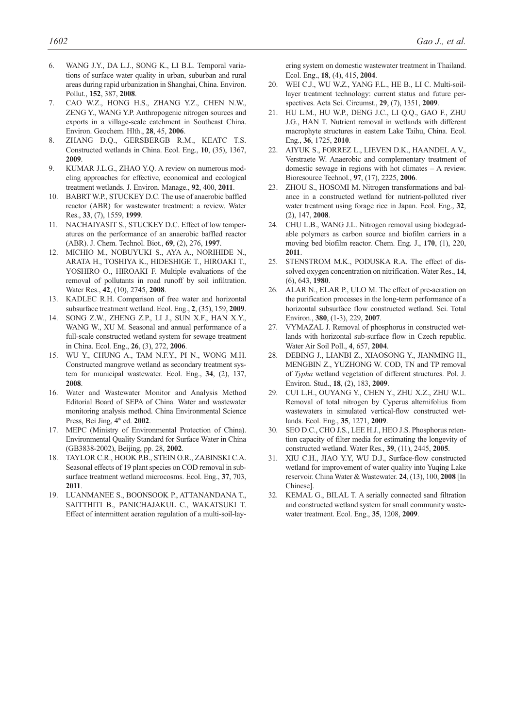6. WANG J.Y., DA L.J., SONG K., LI B.L. Temporal variations of surface water quality in urban, suburban and rural areas during rapid urbanization in Shanghai, China. Environ. Pollut., **152**, 387, **2008**.
7. CAO W.Z., HONG H.S., ZHANG Y.Z., CHEN N.W., ZENG Y., WANG Y.P. Anthropogenic nitrogen sources and exports in a village-scale catchment in Southeast China. Environ. Geochem. Hlth., **28**, 45, **2006**.
8. ZHANG D.Q., GERSBERGB R.M., KEATC T.S. Constructed wetlands in China. Ecol. Eng., **10**, (35), 1367, **2009**.
9. KUMAR J.L.G., ZHAO Y.Q. A review on numerous modeling approaches for effective, economical and ecological treatment wetlands. J. Environ. Manage., **92**, 400, **2011**.
10. BABRT W.P., STUCKEY D.C. The use of anaerobic baffled reactor (ABR) for wastewater treatment: a review. Water Res., **33**, (7), 1559, **1999**.
11. NACHAIYASIT S., STUCKEY D.C. Effect of low temperatures on the performance of an anaerobic baffled reactor (ABR). J. Chem. Technol. Biot., **69**, (2), 276, **1997**.
12. MICHIO M., NOBUYUKI S., AYA A., NORIHIDE N., ARATA H., TOSHIYA K., HIDESHIGE T., HIROAKI T., YOSHIRO O., HIROAKI F. Multiple evaluations of the removal of pollutants in road runoff by soil infiltration. Water Res., **42**, (10), 2745, **2008**.
13. KADLEC R.H. Comparison of free water and horizontal subsurface treatment wetland. Ecol. Eng., **2**, (35), 159, **2009**.
14. SONG Z.W., ZHENG Z.P., LI J., SUN X.F., HAN X.Y., WANG W., XU M. Seasonal and annual performance of a full-scale constructed wetland system for sewage treatment in China. Ecol. Eng., **26**, (3), 272, **2006**.
15. WU Y., CHUNG A., TAM N.F.Y., PI N., WONG M.H. Constructed mangrove wetland as secondary treatment system for municipal wastewater. Ecol. Eng., **34**, (2), 137, **2008**.
16. Water and Wastewater Monitor and Analysis Method Editorial Board of SEPA of China. Water and wastewater monitoring analysis method. China Environmental Science Press, Bei Jing, 4th ed. **2002**.
17. MEPC (Ministry of Environmental Protection of China). Environmental Quality Standard for Surface Water in China (GB3838-2002), Beijing, pp. 28, **2002**.
18. TAYLOR C.R., HOOK P.B., STEIN O.R., ZABINSKI C.A. Seasonal effects of 19 plant species on COD removal in subsurface treatment wetland microcosms. Ecol. Eng., **37**, 703, **2011**.
19. LUANMANEE S., BOONSOOK P., ATTANANDANA T., SAITTHITI B., PANICHAJAKUL C., WAKATSUKI T. Effect of intermittent aeration regulation of a multi-soil-layering system on domestic wastewater treatment in Thailand. Ecol. Eng., **18**, (4), 415, **2004**.
20. WEI C.J., WU W.Z., YANG F.L., HE B., LI C. Multi-soil-layer treatment technology: current status and future perspectives. Acta Sci. Circumst., **29**, (7), 1351, **2009**.
21. HU L.M., HU W.P., DENG J.C., LI Q.Q., GAO F., ZHU J.G., HAN T. Nutrient removal in wetlands with different macrophyte structures in eastern Lake Taihu, China. Ecol. Eng., **36**, 1725, **2010**.
22. AIYUK S., FORREZ L., LIEVEN D.K., HAANDEL A.V., Verstraete W. Anaerobic and complementary treatment of domestic sewage in regions with hot climates – A review. Bioresource Technol., **97**, (17), 2225, **2006**.
23. ZHOU S., HOSOMI M. Nitrogen transformations and balance in a constructed wetland for nutrient-polluted river water treatment using forage rice in Japan. Ecol. Eng., **32**, (2), 147, **2008**.
24. CHU L.B., WANG J.L. Nitrogen removal using biodegradable polymers as carbon source and biofilm carriers in a moving bed biofilm reactor. Chem. Eng. J., **170**, (1), 220, **2011**.
25. STENSTROM M.K., PODUSKA R.A. The effect of dissolved oxygen concentration on nitrification. Water Res., **14**, (6), 643, **1980**.
26. ALAR N., ELAR P., ULO M. The effect of pre-aeration on the purification processes in the long-term performance of a horizontal subsurface flow constructed wetland. Sci. Total Environ., **380**, (1-3), 229, **2007**.
27. VYMAZAL J. Removal of phosphorus in constructed wetlands with horizontal sub-surface flow in Czech republic. Water Air Soil Poll., **4**, 657, **2004**.
28. DEBING J., LIANBI Z., XIAOSONG Y., JIANMING H., MENGBIN Z., YUZHONG W. COD, TN and TP removal of *Typha* wetland vegetation of different structures. Pol. J. Environ. Stud., **18**, (2), 183, **2009**.
29. CUI L.H., OUYANG Y., CHEN Y., ZHU X.Z., ZHU W.L. Removal of total nitrogen by Cyperus alternifolius from wastewaters in simulated vertical-flow constructed wetlands. Ecol. Eng., **35**, 1271, **2009**.
30. SEO D.C., CHO J.S., LEE H.J., HEO J.S. Phosphorus retention capacity of filter media for estimating the longevity of constructed wetland. Water Res., **39**, (11), 2445, **2005**.
31. XIU C.H., JIAO Y.Y, WU D.J., Surface-flow constructed wetland for improvement of water quality into Yuqing Lake reservoir. China Water & Wastewater. **24**, (13), 100, **2008** [In Chinese].
32. KEMAL G., BILAL T. A serially connected sand filtration and constructed wetland system for small community wastewater treatment. Ecol. Eng., **35**, 1208, **2009**.